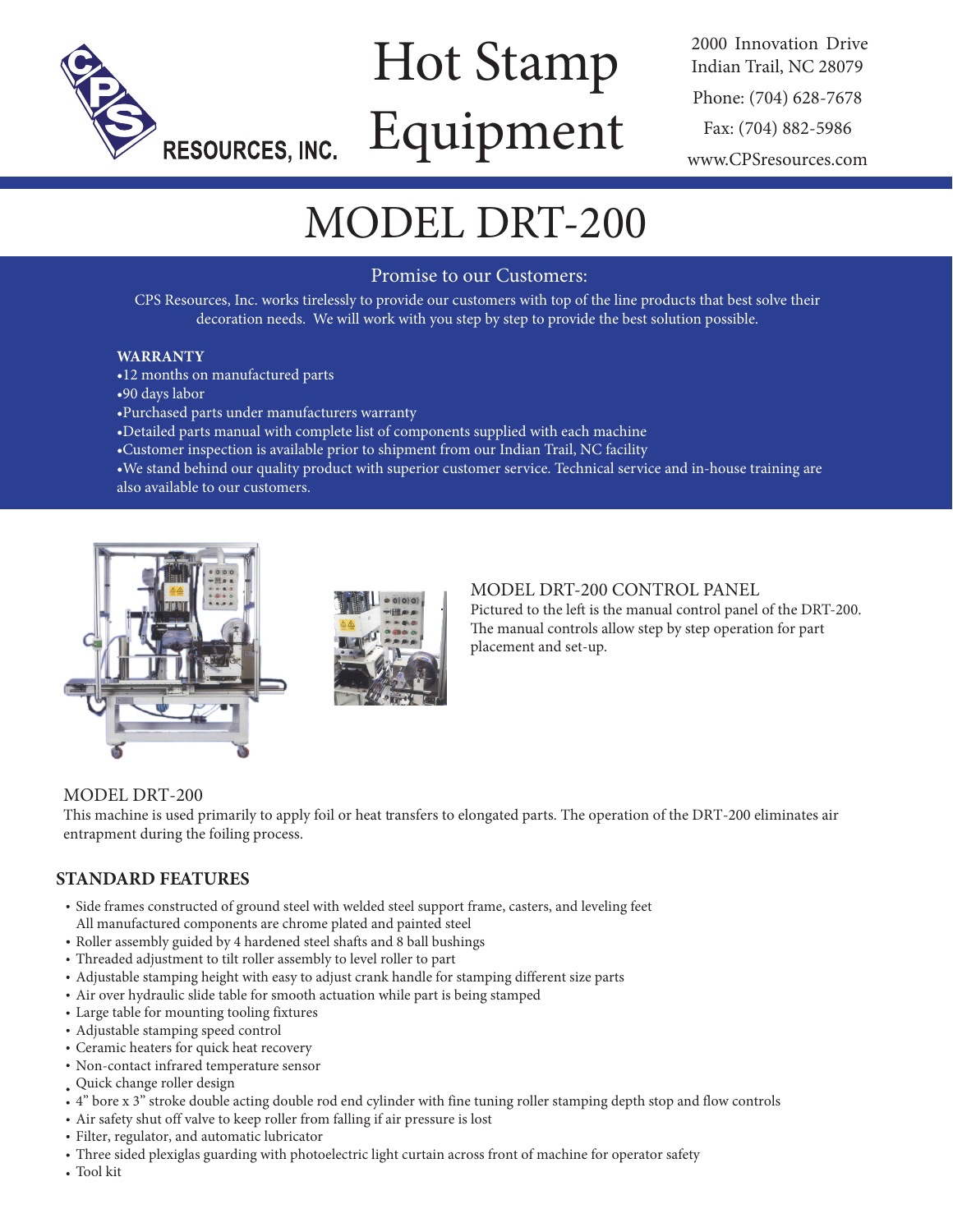CPS RESOURCES, INC.

# Hot Stamp Equipment

2000 Innovation Drive
Indian Trail, NC 28079

Phone: (704) 628-7678

Fax: (704) 882-5986

www.CPSresources.com

# MODEL DRT-200

## Promise to our Customers:

CPS Resources, Inc. works tirelessly to provide our customers with top of the line products that best solve their decoration needs. We will work with you step by step to provide the best solution possible.

**WARRANTY**

- 12 months on manufactured parts
- 90 days labor
- Purchased parts under manufacturers warranty
- Detailed parts manual with complete list of components supplied with each machine
- Customer inspection is available prior to shipment from our Indian Trail, NC facility
- We stand behind our quality product with superior customer service. Technical service and in-house training are also available to our customers.

MODEL DRT-200 CONTROL PANEL

Pictured to the left is the manual control panel of the DRT-200. The manual controls allow step by step operation for part placement and set-up.

MODEL DRT-200

This machine is used primarily to apply foil or heat transfers to elongated parts. The operation of the DRT-200 eliminates air entrapment during the foiling process.

## STANDARD FEATURES

- Side frames constructed of ground steel with welded steel support frame, casters, and leveling feet
  All manufactured components are chrome plated and painted steel
- Roller assembly guided by 4 hardened steel shafts and 8 ball bushings
- Threaded adjustment to tilt roller assembly to level roller to part
- Adjustable stamping height with easy to adjust crank handle for stamping different size parts
- Air over hydraulic slide table for smooth actuation while part is being stamped
- Large table for mounting tooling fixtures
- Adjustable stamping speed control
- Ceramic heaters for quick heat recovery
- Non-contact infrared temperature sensor
- Quick change roller design
- 4" bore x 3" stroke double acting double rod end cylinder with fine tuning roller stamping depth stop and flow controls
- Air safety shut off valve to keep roller from falling if air pressure is lost
- Filter, regulator, and automatic lubricator
- Three sided plexiglas guarding with photoelectric light curtain across front of machine for operator safety
- Tool kit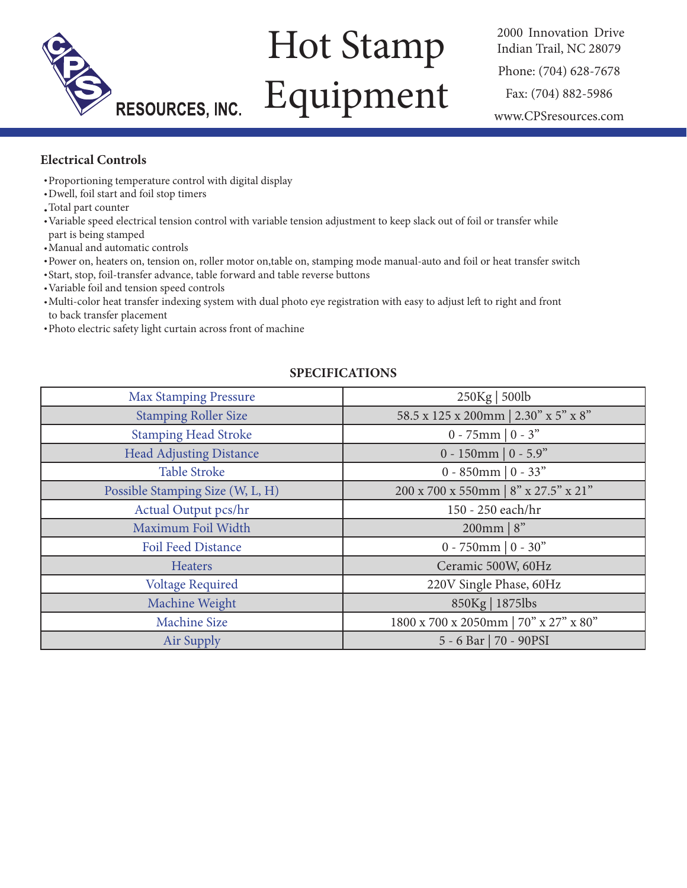# Hot Stamp Equipment

CPS RESOURCES, INC.

2000 Innovation Drive
Indian Trail, NC 28079

Phone: (704) 628-7678

Fax: (704) 882-5986

www.CPSresources.com

## Electrical Controls

- Proportioning temperature control with digital display
- Dwell, foil start and foil stop timers
- Total part counter
- Variable speed electrical tension control with variable tension adjustment to keep slack out of foil or transfer while part is being stamped
- Manual and automatic controls
- Power on, heaters on, tension on, roller motor on,table on, stamping mode manual-auto and foil or heat transfer switch
- Start, stop, foil-transfer advance, table forward and table reverse buttons
- Variable foil and tension speed controls
- Multi-color heat transfer indexing system with dual photo eye registration with easy to adjust left to right and front to back transfer placement
- Photo electric safety light curtain across front of machine

## SPECIFICATIONS

| | |
|---|---|
| Max Stamping Pressure | 250Kg \| 500lb |
| Stamping Roller Size | 58.5 x 125 x 200mm \| 2.30" x 5" x 8" |
| Stamping Head Stroke | 0 - 75mm \| 0 - 3" |
| Head Adjusting Distance | 0 - 150mm \| 0 - 5.9" |
| Table Stroke | 0 - 850mm \| 0 - 33" |
| Possible Stamping Size (W, L, H) | 200 x 700 x 550mm \| 8" x 27.5" x 21" |
| Actual Output pcs/hr | 150 - 250 each/hr |
| Maximum Foil Width | 200mm \| 8" |
| Foil Feed Distance | 0 - 750mm \| 0 - 30" |
| Heaters | Ceramic 500W, 60Hz |
| Voltage Required | 220V Single Phase, 60Hz |
| Machine Weight | 850Kg \| 1875lbs |
| Machine Size | 1800 x 700 x 2050mm \| 70" x 27" x 80" |
| Air Supply | 5 - 6 Bar \| 70 - 90PSI |